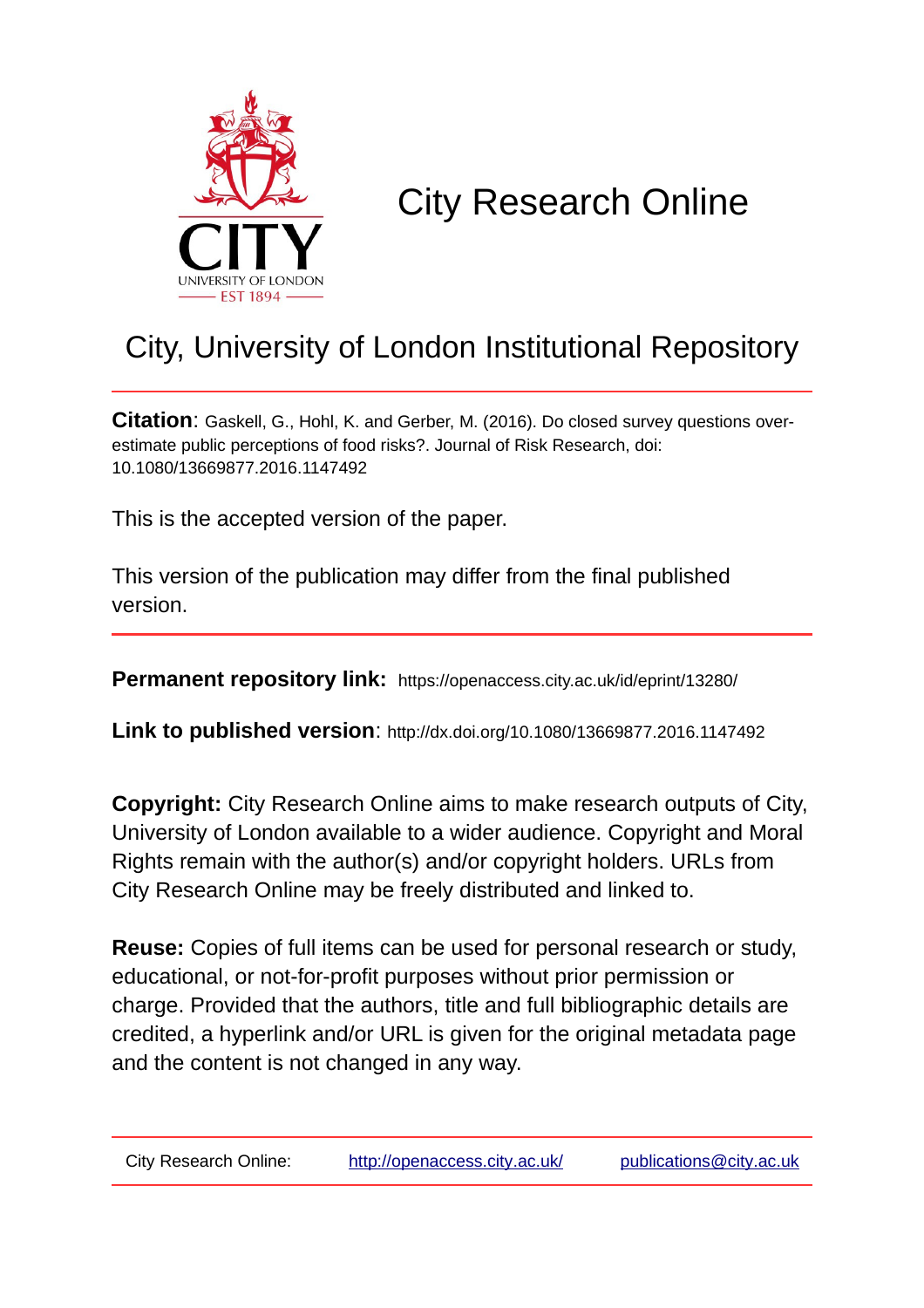# City Research Online

## City, University of London Institutional Repository

**Citation**: Gaskell, G., Hohl, K. and Gerber, M. (2016). Do closed survey questions over-estimate public perceptions of food risks?. Journal of Risk Research, doi: 10.1080/13669877.2016.1147492

This is the accepted version of the paper.

This version of the publication may differ from the final published version.

**Permanent repository link:** https://openaccess.city.ac.uk/id/eprint/13280/

**Link to published version**: http://dx.doi.org/10.1080/13669877.2016.1147492

**Copyright:** City Research Online aims to make research outputs of City, University of London available to a wider audience. Copyright and Moral Rights remain with the author(s) and/or copyright holders. URLs from City Research Online may be freely distributed and linked to.

**Reuse:** Copies of full items can be used for personal research or study, educational, or not-for-profit purposes without prior permission or charge. Provided that the authors, title and full bibliographic details are credited, a hyperlink and/or URL is given for the original metadata page and the content is not changed in any way.

City Research Online: http://openaccess.city.ac.uk/ publications@city.ac.uk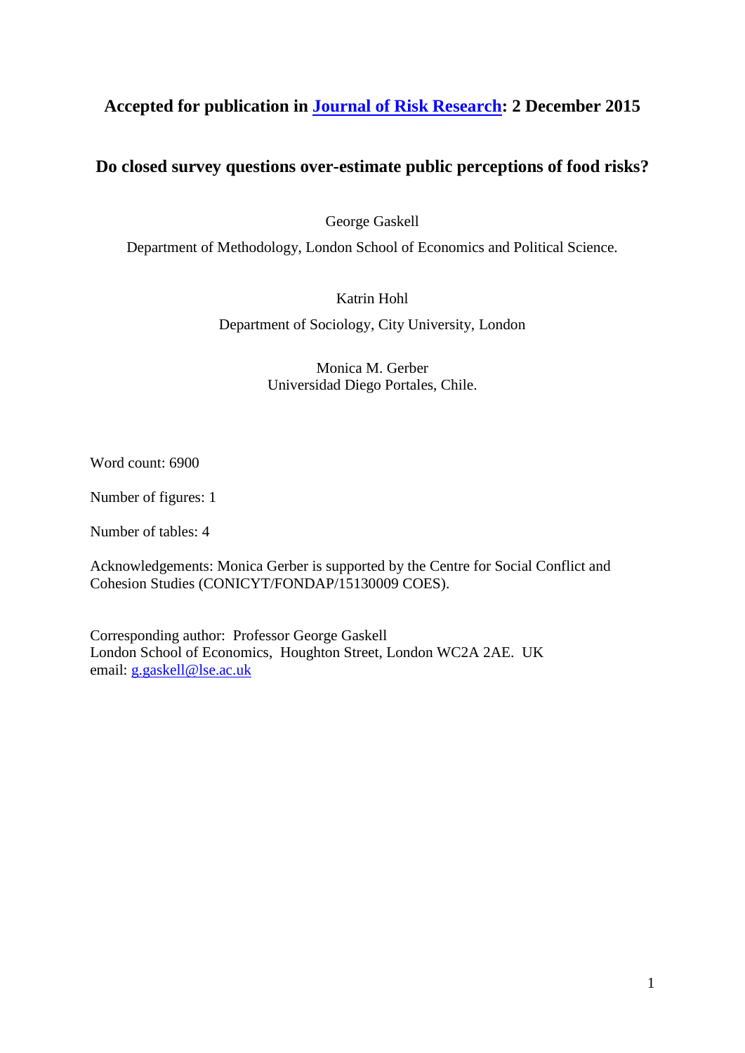**Accepted for publication in [Journal of Risk Research](#): 2 December 2015**

# Do closed survey questions over-estimate public perceptions of food risks?

George Gaskell

Department of Methodology, London School of Economics and Political Science.

Katrin Hohl

Department of Sociology, City University, London

Monica M. Gerber
Universidad Diego Portales, Chile.

Word count: 6900

Number of figures: 1

Number of tables: 4

Acknowledgements: Monica Gerber is supported by the Centre for Social Conflict and Cohesion Studies (CONICYT/FONDAP/15130009 COES).

Corresponding author: Professor George Gaskell
London School of Economics, Houghton Street, London WC2A 2AE. UK
email: [g.gaskell@lse.ac.uk](mailto:g.gaskell@lse.ac.uk)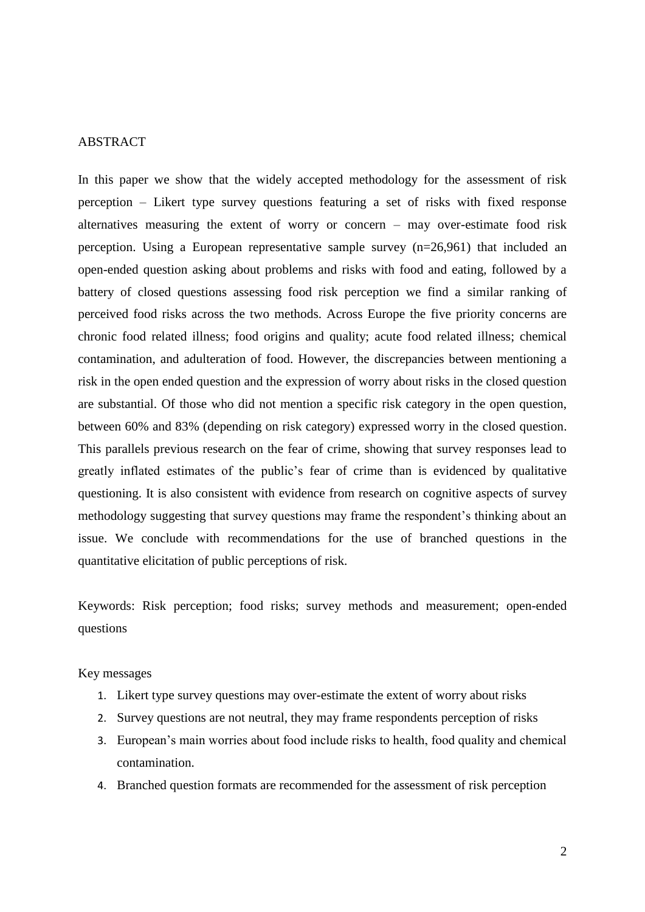## ABSTRACT

In this paper we show that the widely accepted methodology for the assessment of risk perception – Likert type survey questions featuring a set of risks with fixed response alternatives measuring the extent of worry or concern – may over-estimate food risk perception. Using a European representative sample survey (n=26,961) that included an open-ended question asking about problems and risks with food and eating, followed by a battery of closed questions assessing food risk perception we find a similar ranking of perceived food risks across the two methods. Across Europe the five priority concerns are chronic food related illness; food origins and quality; acute food related illness; chemical contamination, and adulteration of food. However, the discrepancies between mentioning a risk in the open ended question and the expression of worry about risks in the closed question are substantial. Of those who did not mention a specific risk category in the open question, between 60% and 83% (depending on risk category) expressed worry in the closed question. This parallels previous research on the fear of crime, showing that survey responses lead to greatly inflated estimates of the public's fear of crime than is evidenced by qualitative questioning. It is also consistent with evidence from research on cognitive aspects of survey methodology suggesting that survey questions may frame the respondent's thinking about an issue. We conclude with recommendations for the use of branched questions in the quantitative elicitation of public perceptions of risk.

Keywords: Risk perception; food risks; survey methods and measurement; open-ended questions

Key messages

1. Likert type survey questions may over-estimate the extent of worry about risks
2. Survey questions are not neutral, they may frame respondents perception of risks
3. European's main worries about food include risks to health, food quality and chemical contamination.
4. Branched question formats are recommended for the assessment of risk perception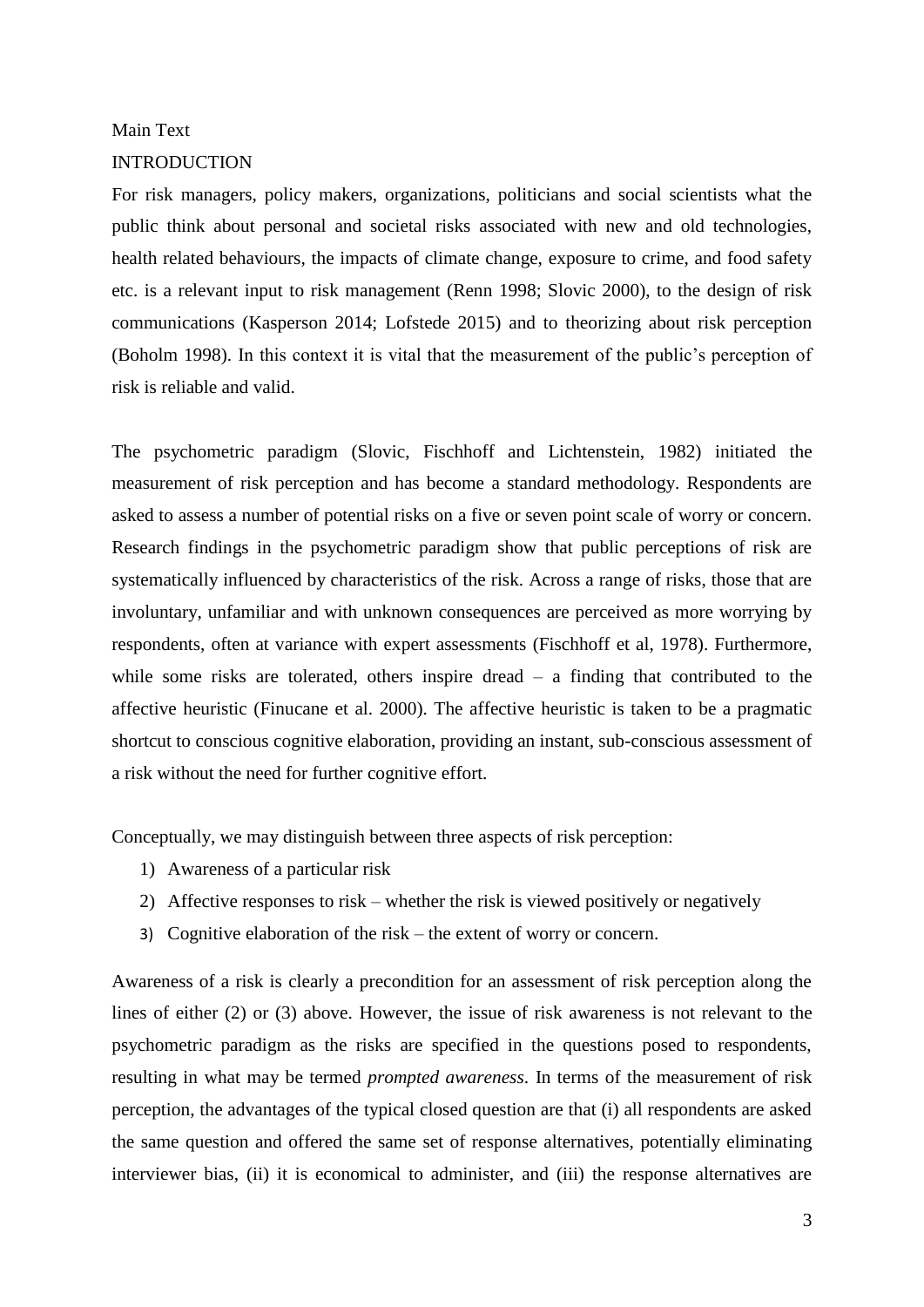Main Text

# INTRODUCTION

For risk managers, policy makers, organizations, politicians and social scientists what the public think about personal and societal risks associated with new and old technologies, health related behaviours, the impacts of climate change, exposure to crime, and food safety etc. is a relevant input to risk management (Renn 1998; Slovic 2000), to the design of risk communications (Kasperson 2014; Lofstede 2015) and to theorizing about risk perception (Boholm 1998). In this context it is vital that the measurement of the public's perception of risk is reliable and valid.

The psychometric paradigm (Slovic, Fischhoff and Lichtenstein, 1982) initiated the measurement of risk perception and has become a standard methodology. Respondents are asked to assess a number of potential risks on a five or seven point scale of worry or concern. Research findings in the psychometric paradigm show that public perceptions of risk are systematically influenced by characteristics of the risk. Across a range of risks, those that are involuntary, unfamiliar and with unknown consequences are perceived as more worrying by respondents, often at variance with expert assessments (Fischhoff et al, 1978). Furthermore, while some risks are tolerated, others inspire dread – a finding that contributed to the affective heuristic (Finucane et al. 2000). The affective heuristic is taken to be a pragmatic shortcut to conscious cognitive elaboration, providing an instant, sub-conscious assessment of a risk without the need for further cognitive effort.

Conceptually, we may distinguish between three aspects of risk perception:

1) Awareness of a particular risk
2) Affective responses to risk – whether the risk is viewed positively or negatively
3) Cognitive elaboration of the risk – the extent of worry or concern.

Awareness of a risk is clearly a precondition for an assessment of risk perception along the lines of either (2) or (3) above. However, the issue of risk awareness is not relevant to the psychometric paradigm as the risks are specified in the questions posed to respondents, resulting in what may be termed *prompted awareness*. In terms of the measurement of risk perception, the advantages of the typical closed question are that (i) all respondents are asked the same question and offered the same set of response alternatives, potentially eliminating interviewer bias, (ii) it is economical to administer, and (iii) the response alternatives are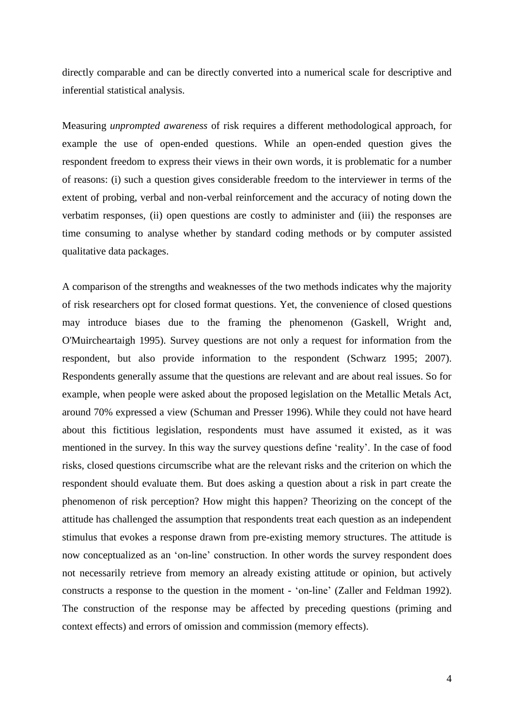directly comparable and can be directly converted into a numerical scale for descriptive and inferential statistical analysis.

Measuring *unprompted awareness* of risk requires a different methodological approach, for example the use of open-ended questions. While an open-ended question gives the respondent freedom to express their views in their own words, it is problematic for a number of reasons: (i) such a question gives considerable freedom to the interviewer in terms of the extent of probing, verbal and non-verbal reinforcement and the accuracy of noting down the verbatim responses, (ii) open questions are costly to administer and (iii) the responses are time consuming to analyse whether by standard coding methods or by computer assisted qualitative data packages.

A comparison of the strengths and weaknesses of the two methods indicates why the majority of risk researchers opt for closed format questions. Yet, the convenience of closed questions may introduce biases due to the framing the phenomenon (Gaskell, Wright and, O'Muircheartaigh 1995). Survey questions are not only a request for information from the respondent, but also provide information to the respondent (Schwarz 1995; 2007). Respondents generally assume that the questions are relevant and are about real issues. So for example, when people were asked about the proposed legislation on the Metallic Metals Act, around 70% expressed a view (Schuman and Presser 1996). While they could not have heard about this fictitious legislation, respondents must have assumed it existed, as it was mentioned in the survey. In this way the survey questions define 'reality'. In the case of food risks, closed questions circumscribe what are the relevant risks and the criterion on which the respondent should evaluate them. But does asking a question about a risk in part create the phenomenon of risk perception? How might this happen? Theorizing on the concept of the attitude has challenged the assumption that respondents treat each question as an independent stimulus that evokes a response drawn from pre-existing memory structures. The attitude is now conceptualized as an 'on-line' construction. In other words the survey respondent does not necessarily retrieve from memory an already existing attitude or opinion, but actively constructs a response to the question in the moment - 'on-line' (Zaller and Feldman 1992). The construction of the response may be affected by preceding questions (priming and context effects) and errors of omission and commission (memory effects).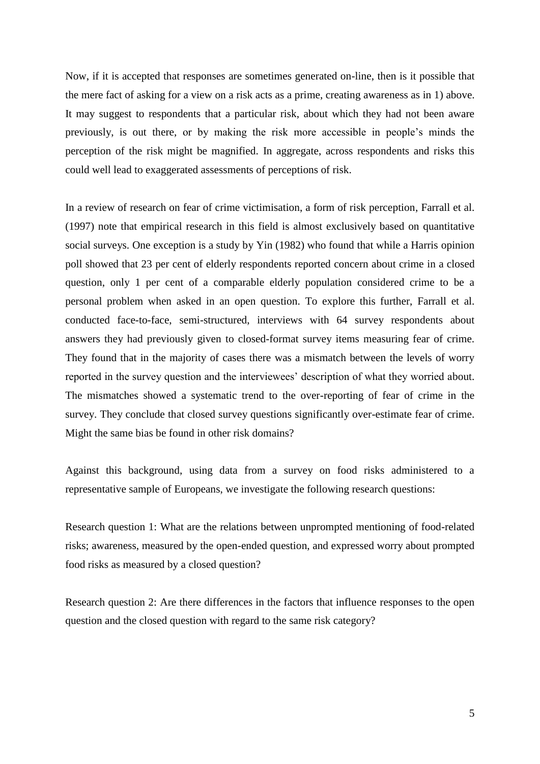Now, if it is accepted that responses are sometimes generated on-line, then is it possible that the mere fact of asking for a view on a risk acts as a prime, creating awareness as in 1) above. It may suggest to respondents that a particular risk, about which they had not been aware previously, is out there, or by making the risk more accessible in people's minds the perception of the risk might be magnified. In aggregate, across respondents and risks this could well lead to exaggerated assessments of perceptions of risk.

In a review of research on fear of crime victimisation, a form of risk perception, Farrall et al. (1997) note that empirical research in this field is almost exclusively based on quantitative social surveys. One exception is a study by Yin (1982) who found that while a Harris opinion poll showed that 23 per cent of elderly respondents reported concern about crime in a closed question, only 1 per cent of a comparable elderly population considered crime to be a personal problem when asked in an open question. To explore this further, Farrall et al. conducted face-to-face, semi-structured, interviews with 64 survey respondents about answers they had previously given to closed-format survey items measuring fear of crime. They found that in the majority of cases there was a mismatch between the levels of worry reported in the survey question and the interviewees' description of what they worried about. The mismatches showed a systematic trend to the over-reporting of fear of crime in the survey. They conclude that closed survey questions significantly over-estimate fear of crime. Might the same bias be found in other risk domains?

Against this background, using data from a survey on food risks administered to a representative sample of Europeans, we investigate the following research questions:

Research question 1: What are the relations between unprompted mentioning of food-related risks; awareness, measured by the open-ended question, and expressed worry about prompted food risks as measured by a closed question?

Research question 2: Are there differences in the factors that influence responses to the open question and the closed question with regard to the same risk category?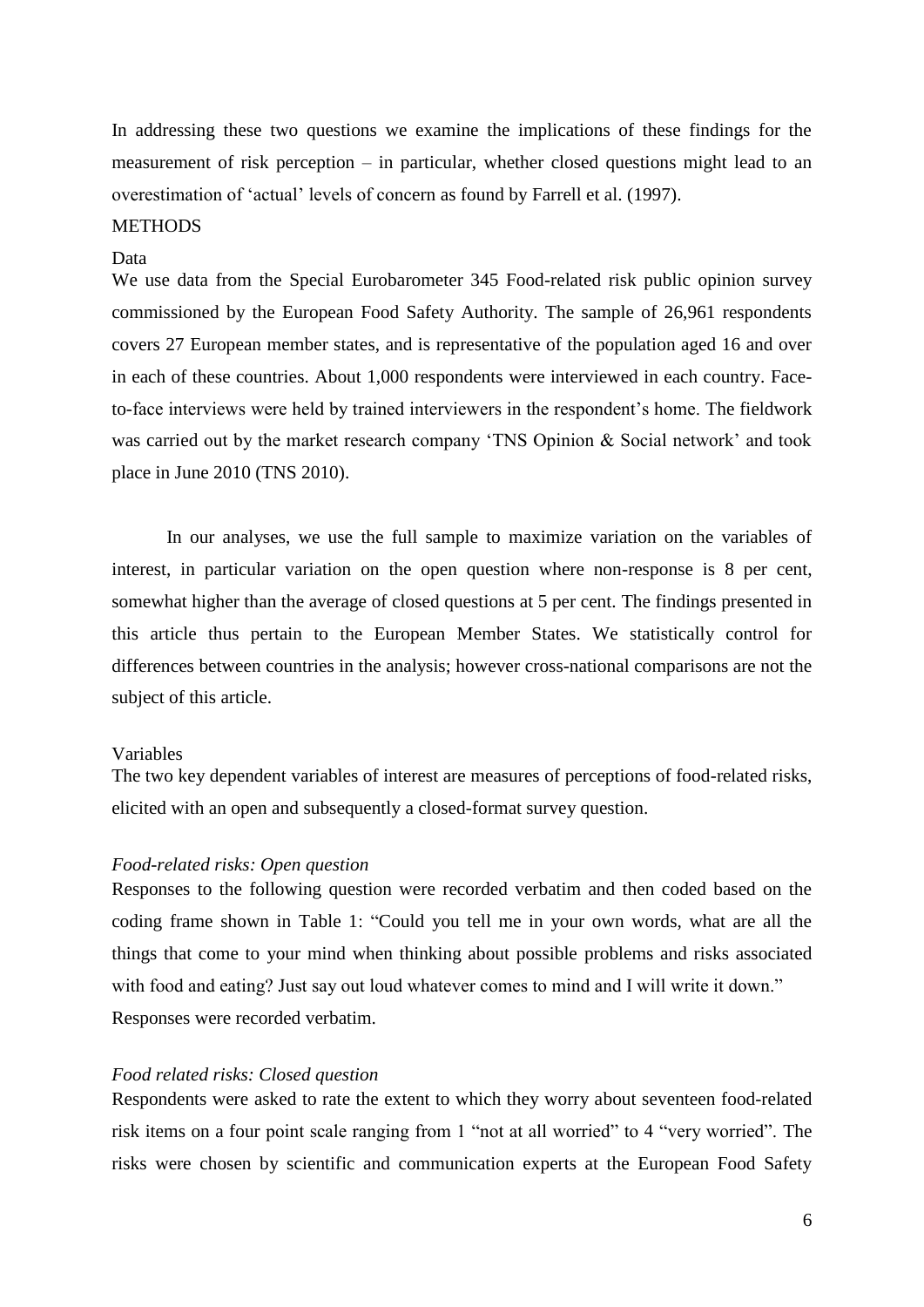In addressing these two questions we examine the implications of these findings for the measurement of risk perception – in particular, whether closed questions might lead to an overestimation of 'actual' levels of concern as found by Farrell et al. (1997).

# METHODS

## Data

We use data from the Special Eurobarometer 345 Food-related risk public opinion survey commissioned by the European Food Safety Authority. The sample of 26,961 respondents covers 27 European member states, and is representative of the population aged 16 and over in each of these countries. About 1,000 respondents were interviewed in each country. Face-to-face interviews were held by trained interviewers in the respondent's home. The fieldwork was carried out by the market research company 'TNS Opinion & Social network' and took place in June 2010 (TNS 2010).

In our analyses, we use the full sample to maximize variation on the variables of interest, in particular variation on the open question where non-response is 8 per cent, somewhat higher than the average of closed questions at 5 per cent. The findings presented in this article thus pertain to the European Member States. We statistically control for differences between countries in the analysis; however cross-national comparisons are not the subject of this article.

## Variables

The two key dependent variables of interest are measures of perceptions of food-related risks, elicited with an open and subsequently a closed-format survey question.

### *Food-related risks: Open question*

Responses to the following question were recorded verbatim and then coded based on the coding frame shown in Table 1: "Could you tell me in your own words, what are all the things that come to your mind when thinking about possible problems and risks associated with food and eating? Just say out loud whatever comes to mind and I will write it down." Responses were recorded verbatim.

### *Food related risks: Closed question*

Respondents were asked to rate the extent to which they worry about seventeen food-related risk items on a four point scale ranging from 1 "not at all worried" to 4 "very worried". The risks were chosen by scientific and communication experts at the European Food Safety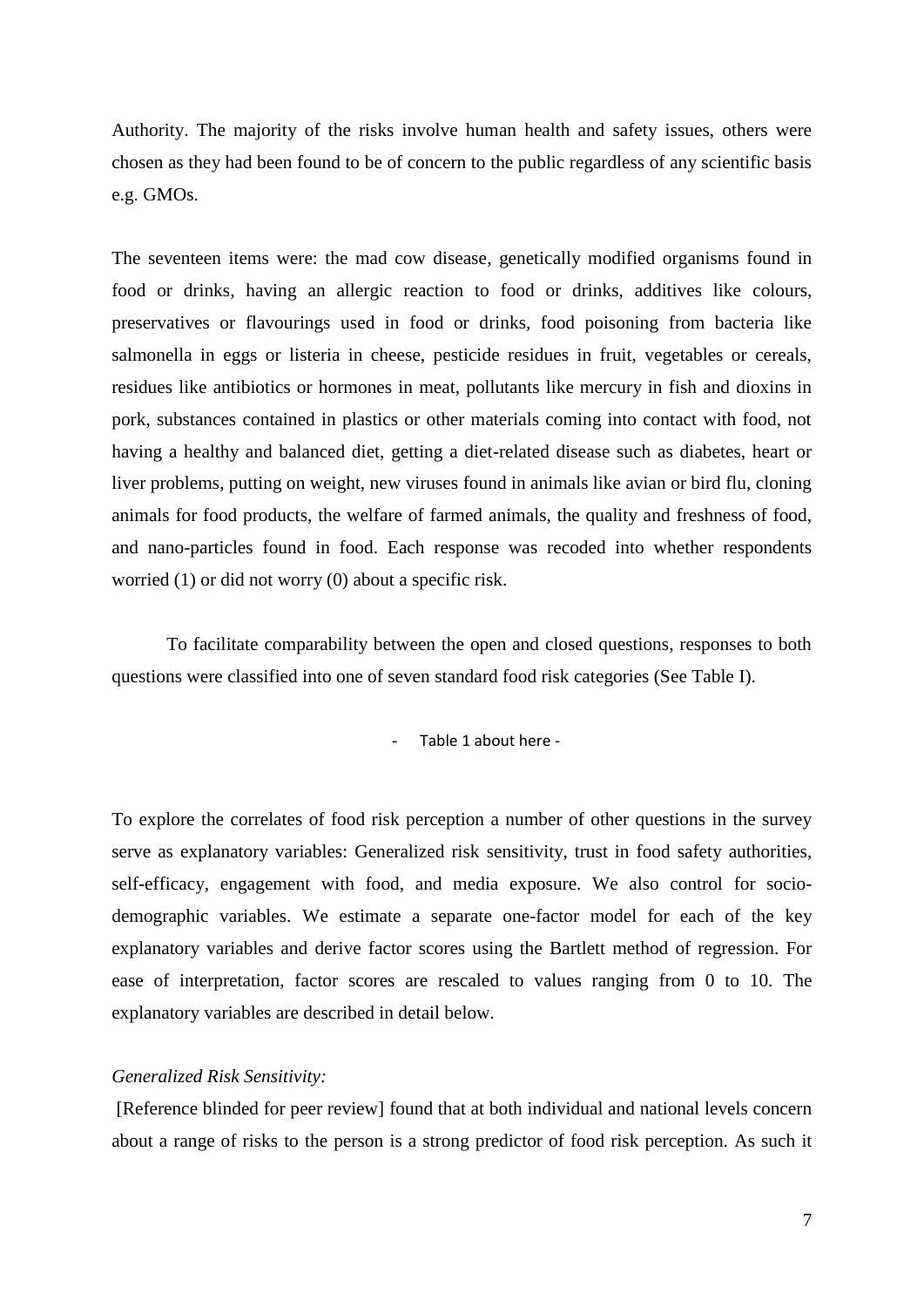Authority. The majority of the risks involve human health and safety issues, others were chosen as they had been found to be of concern to the public regardless of any scientific basis e.g. GMOs.

The seventeen items were: the mad cow disease, genetically modified organisms found in food or drinks, having an allergic reaction to food or drinks, additives like colours, preservatives or flavourings used in food or drinks, food poisoning from bacteria like salmonella in eggs or listeria in cheese, pesticide residues in fruit, vegetables or cereals, residues like antibiotics or hormones in meat, pollutants like mercury in fish and dioxins in pork, substances contained in plastics or other materials coming into contact with food, not having a healthy and balanced diet, getting a diet-related disease such as diabetes, heart or liver problems, putting on weight, new viruses found in animals like avian or bird flu, cloning animals for food products, the welfare of farmed animals, the quality and freshness of food, and nano-particles found in food. Each response was recoded into whether respondents worried (1) or did not worry (0) about a specific risk.

To facilitate comparability between the open and closed questions, responses to both questions were classified into one of seven standard food risk categories (See Table I).

- Table 1 about here -

To explore the correlates of food risk perception a number of other questions in the survey serve as explanatory variables: Generalized risk sensitivity, trust in food safety authorities, self-efficacy, engagement with food, and media exposure. We also control for socio-demographic variables. We estimate a separate one-factor model for each of the key explanatory variables and derive factor scores using the Bartlett method of regression. For ease of interpretation, factor scores are rescaled to values ranging from 0 to 10. The explanatory variables are described in detail below.

*Generalized Risk Sensitivity:*

[Reference blinded for peer review] found that at both individual and national levels concern about a range of risks to the person is a strong predictor of food risk perception. As such it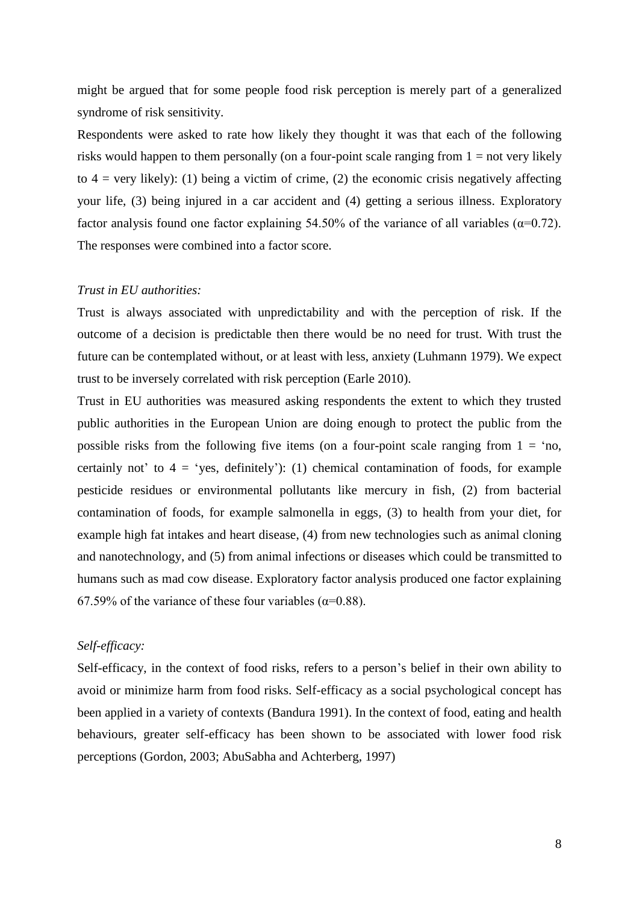might be argued that for some people food risk perception is merely part of a generalized syndrome of risk sensitivity.

Respondents were asked to rate how likely they thought it was that each of the following risks would happen to them personally (on a four-point scale ranging from 1 = not very likely to 4 = very likely): (1) being a victim of crime, (2) the economic crisis negatively affecting your life, (3) being injured in a car accident and (4) getting a serious illness. Exploratory factor analysis found one factor explaining 54.50% of the variance of all variables ($\alpha$=0.72). The responses were combined into a factor score.

*Trust in EU authorities:*

Trust is always associated with unpredictability and with the perception of risk. If the outcome of a decision is predictable then there would be no need for trust. With trust the future can be contemplated without, or at least with less, anxiety (Luhmann 1979). We expect trust to be inversely correlated with risk perception (Earle 2010).

Trust in EU authorities was measured asking respondents the extent to which they trusted public authorities in the European Union are doing enough to protect the public from the possible risks from the following five items (on a four-point scale ranging from 1 = 'no, certainly not' to 4 = 'yes, definitely'): (1) chemical contamination of foods, for example pesticide residues or environmental pollutants like mercury in fish, (2) from bacterial contamination of foods, for example salmonella in eggs, (3) to health from your diet, for example high fat intakes and heart disease, (4) from new technologies such as animal cloning and nanotechnology, and (5) from animal infections or diseases which could be transmitted to humans such as mad cow disease. Exploratory factor analysis produced one factor explaining 67.59% of the variance of these four variables ($\alpha$=0.88).

*Self-efficacy:*

Self-efficacy, in the context of food risks, refers to a person's belief in their own ability to avoid or minimize harm from food risks. Self-efficacy as a social psychological concept has been applied in a variety of contexts (Bandura 1991). In the context of food, eating and health behaviours, greater self-efficacy has been shown to be associated with lower food risk perceptions (Gordon, 2003; AbuSabha and Achterberg, 1997)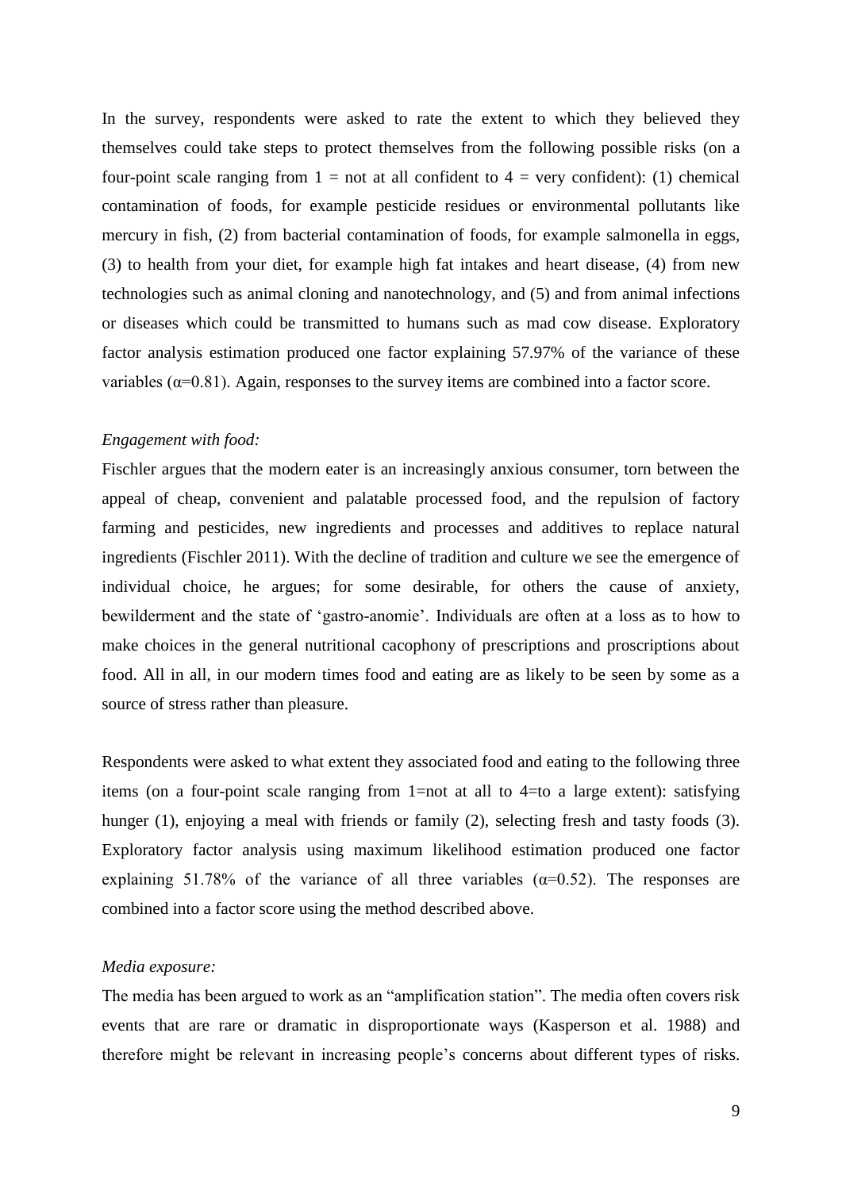In the survey, respondents were asked to rate the extent to which they believed they themselves could take steps to protect themselves from the following possible risks (on a four-point scale ranging from 1 = not at all confident to 4 = very confident): (1) chemical contamination of foods, for example pesticide residues or environmental pollutants like mercury in fish, (2) from bacterial contamination of foods, for example salmonella in eggs, (3) to health from your diet, for example high fat intakes and heart disease, (4) from new technologies such as animal cloning and nanotechnology, and (5) and from animal infections or diseases which could be transmitted to humans such as mad cow disease. Exploratory factor analysis estimation produced one factor explaining 57.97% of the variance of these variables ($\alpha$=0.81). Again, responses to the survey items are combined into a factor score.

*Engagement with food:*

Fischler argues that the modern eater is an increasingly anxious consumer, torn between the appeal of cheap, convenient and palatable processed food, and the repulsion of factory farming and pesticides, new ingredients and processes and additives to replace natural ingredients (Fischler 2011). With the decline of tradition and culture we see the emergence of individual choice, he argues; for some desirable, for others the cause of anxiety, bewilderment and the state of 'gastro-anomie'. Individuals are often at a loss as to how to make choices in the general nutritional cacophony of prescriptions and proscriptions about food. All in all, in our modern times food and eating are as likely to be seen by some as a source of stress rather than pleasure.

Respondents were asked to what extent they associated food and eating to the following three items (on a four-point scale ranging from 1=not at all to 4=to a large extent): satisfying hunger (1), enjoying a meal with friends or family (2), selecting fresh and tasty foods (3). Exploratory factor analysis using maximum likelihood estimation produced one factor explaining 51.78% of the variance of all three variables ($\alpha$=0.52). The responses are combined into a factor score using the method described above.

*Media exposure:*

The media has been argued to work as an "amplification station". The media often covers risk events that are rare or dramatic in disproportionate ways (Kasperson et al. 1988) and therefore might be relevant in increasing people's concerns about different types of risks.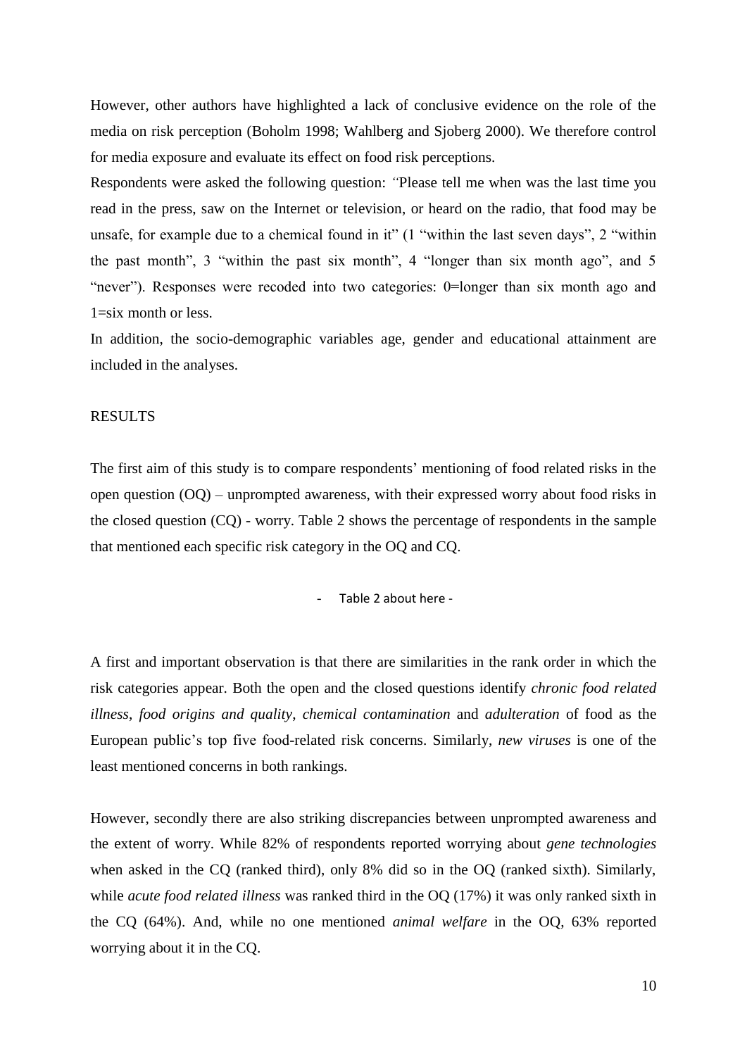However, other authors have highlighted a lack of conclusive evidence on the role of the media on risk perception (Boholm 1998; Wahlberg and Sjoberg 2000). We therefore control for media exposure and evaluate its effect on food risk perceptions.

Respondents were asked the following question: *"*Please tell me when was the last time you read in the press, saw on the Internet or television, or heard on the radio, that food may be unsafe, for example due to a chemical found in it" (1 "within the last seven days", 2 "within the past month", 3 "within the past six month", 4 "longer than six month ago", and 5 "never"). Responses were recoded into two categories: 0=longer than six month ago and 1=six month or less.

In addition, the socio-demographic variables age, gender and educational attainment are included in the analyses.

## RESULTS

The first aim of this study is to compare respondents' mentioning of food related risks in the open question (OQ) – unprompted awareness, with their expressed worry about food risks in the closed question (CQ) - worry. Table 2 shows the percentage of respondents in the sample that mentioned each specific risk category in the OQ and CQ.

- Table 2 about here -

A first and important observation is that there are similarities in the rank order in which the risk categories appear. Both the open and the closed questions identify *chronic food related illness*, *food origins and quality*, *chemical contamination* and *adulteration* of food as the European public's top five food-related risk concerns. Similarly, *new viruses* is one of the least mentioned concerns in both rankings.

However, secondly there are also striking discrepancies between unprompted awareness and the extent of worry. While 82% of respondents reported worrying about *gene technologies* when asked in the CQ (ranked third), only 8% did so in the OQ (ranked sixth). Similarly, while *acute food related illness* was ranked third in the OQ (17%) it was only ranked sixth in the CQ (64%). And, while no one mentioned *animal welfare* in the OQ, 63% reported worrying about it in the CQ.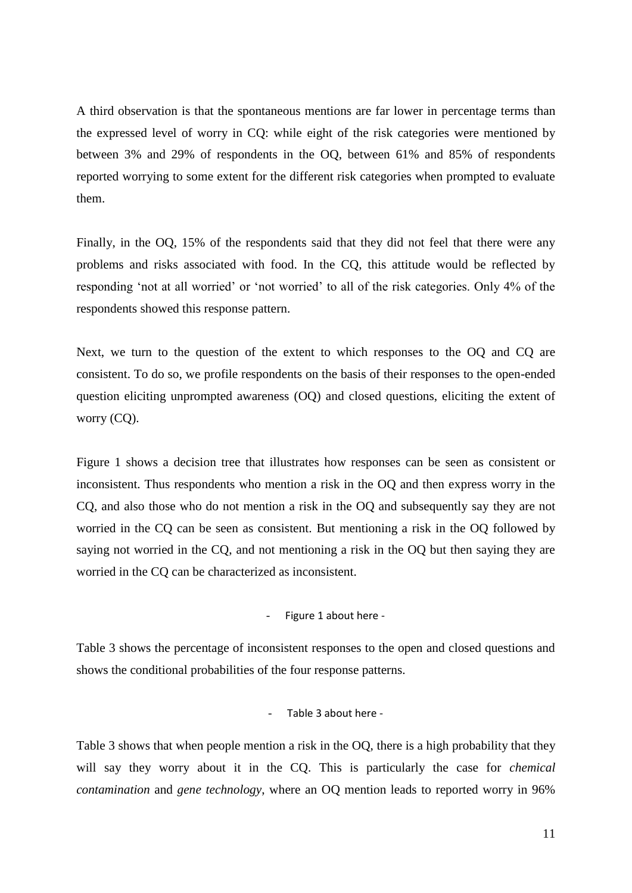A third observation is that the spontaneous mentions are far lower in percentage terms than the expressed level of worry in CQ: while eight of the risk categories were mentioned by between 3% and 29% of respondents in the OQ, between 61% and 85% of respondents reported worrying to some extent for the different risk categories when prompted to evaluate them.

Finally, in the OQ, 15% of the respondents said that they did not feel that there were any problems and risks associated with food. In the CQ, this attitude would be reflected by responding 'not at all worried' or 'not worried' to all of the risk categories. Only 4% of the respondents showed this response pattern.

Next, we turn to the question of the extent to which responses to the OQ and CQ are consistent. To do so, we profile respondents on the basis of their responses to the open-ended question eliciting unprompted awareness (OQ) and closed questions, eliciting the extent of worry (CQ).

Figure 1 shows a decision tree that illustrates how responses can be seen as consistent or inconsistent. Thus respondents who mention a risk in the OQ and then express worry in the CQ, and also those who do not mention a risk in the OQ and subsequently say they are not worried in the CQ can be seen as consistent. But mentioning a risk in the OQ followed by saying not worried in the CQ, and not mentioning a risk in the OQ but then saying they are worried in the CQ can be characterized as inconsistent.

- Figure 1 about here -

Table 3 shows the percentage of inconsistent responses to the open and closed questions and shows the conditional probabilities of the four response patterns.

- Table 3 about here -

Table 3 shows that when people mention a risk in the OQ, there is a high probability that they will say they worry about it in the CQ. This is particularly the case for *chemical contamination* and *gene technology*, where an OQ mention leads to reported worry in 96%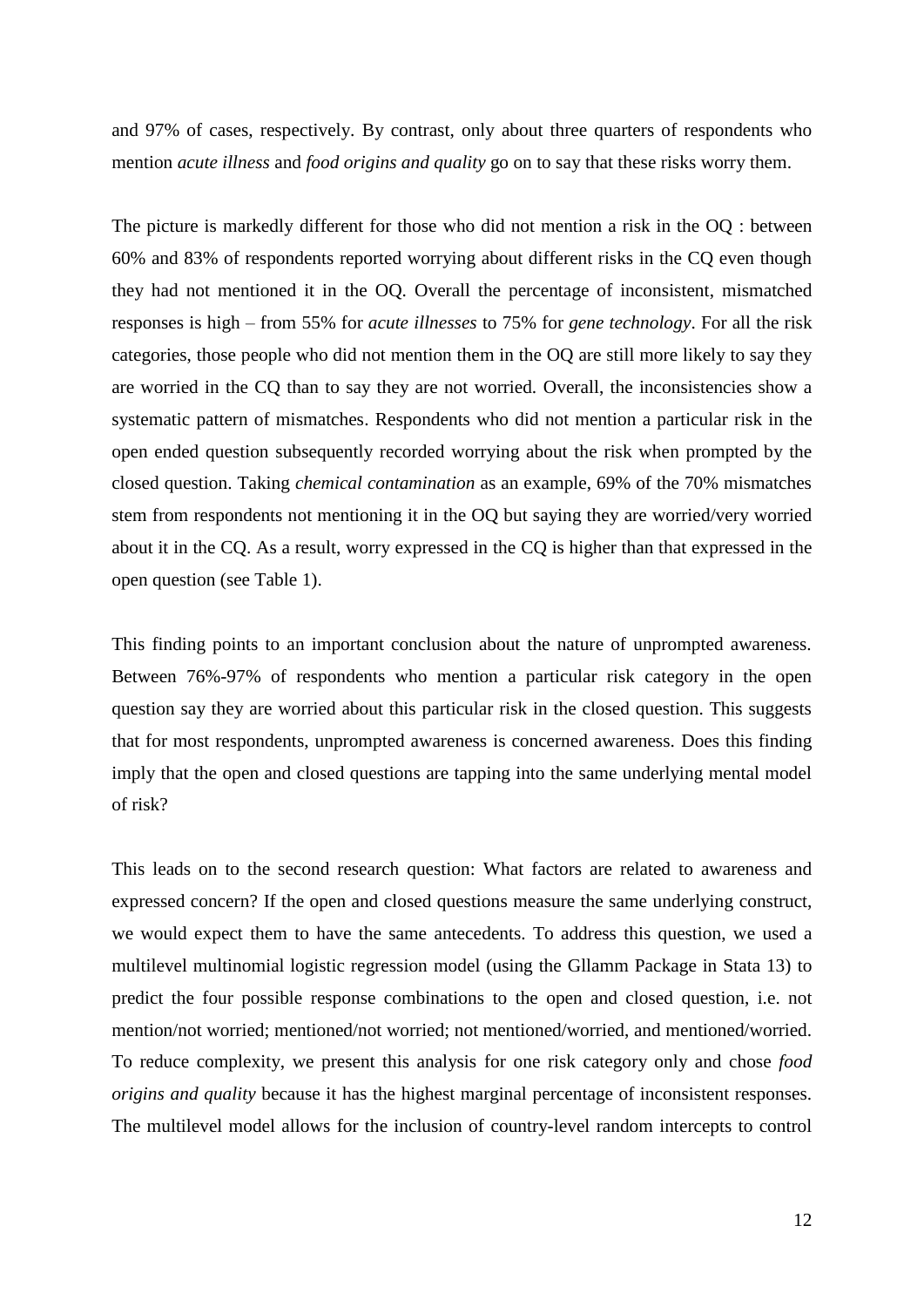and 97% of cases, respectively. By contrast, only about three quarters of respondents who mention *acute illness* and *food origins and quality* go on to say that these risks worry them.

The picture is markedly different for those who did not mention a risk in the OQ : between 60% and 83% of respondents reported worrying about different risks in the CQ even though they had not mentioned it in the OQ. Overall the percentage of inconsistent, mismatched responses is high – from 55% for *acute illnesses* to 75% for *gene technology*. For all the risk categories, those people who did not mention them in the OQ are still more likely to say they are worried in the CQ than to say they are not worried. Overall, the inconsistencies show a systematic pattern of mismatches. Respondents who did not mention a particular risk in the open ended question subsequently recorded worrying about the risk when prompted by the closed question. Taking *chemical contamination* as an example, 69% of the 70% mismatches stem from respondents not mentioning it in the OQ but saying they are worried/very worried about it in the CQ. As a result, worry expressed in the CQ is higher than that expressed in the open question (see Table 1).

This finding points to an important conclusion about the nature of unprompted awareness. Between 76%-97% of respondents who mention a particular risk category in the open question say they are worried about this particular risk in the closed question. This suggests that for most respondents, unprompted awareness is concerned awareness. Does this finding imply that the open and closed questions are tapping into the same underlying mental model of risk?

This leads on to the second research question: What factors are related to awareness and expressed concern? If the open and closed questions measure the same underlying construct, we would expect them to have the same antecedents. To address this question, we used a multilevel multinomial logistic regression model (using the Gllamm Package in Stata 13) to predict the four possible response combinations to the open and closed question, i.e. not mention/not worried; mentioned/not worried; not mentioned/worried, and mentioned/worried. To reduce complexity, we present this analysis for one risk category only and chose *food origins and quality* because it has the highest marginal percentage of inconsistent responses. The multilevel model allows for the inclusion of country-level random intercepts to control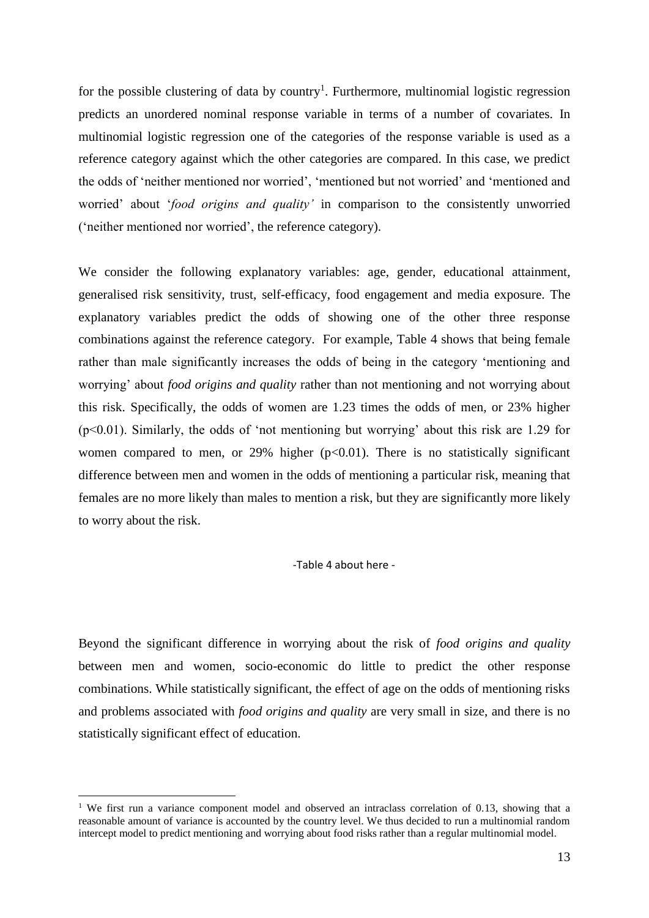for the possible clustering of data by country[1]. Furthermore, multinomial logistic regression predicts an unordered nominal response variable in terms of a number of covariates. In multinomial logistic regression one of the categories of the response variable is used as a reference category against which the other categories are compared. In this case, we predict the odds of 'neither mentioned nor worried', 'mentioned but not worried' and 'mentioned and worried' about '*food origins and quality'* in comparison to the consistently unworried ('neither mentioned nor worried', the reference category).

We consider the following explanatory variables: age, gender, educational attainment, generalised risk sensitivity, trust, self-efficacy, food engagement and media exposure. The explanatory variables predict the odds of showing one of the other three response combinations against the reference category. For example, Table 4 shows that being female rather than male significantly increases the odds of being in the category 'mentioning and worrying' about *food origins and quality* rather than not mentioning and not worrying about this risk. Specifically, the odds of women are 1.23 times the odds of men, or 23% higher ($p<0.01$). Similarly, the odds of 'not mentioning but worrying' about this risk are 1.29 for women compared to men, or 29% higher ($p<0.01$). There is no statistically significant difference between men and women in the odds of mentioning a particular risk, meaning that females are no more likely than males to mention a risk, but they are significantly more likely to worry about the risk.

-Table 4 about here -

Beyond the significant difference in worrying about the risk of *food origins and quality* between men and women, socio-economic do little to predict the other response combinations. While statistically significant, the effect of age on the odds of mentioning risks and problems associated with *food origins and quality* are very small in size, and there is no statistically significant effect of education.

[1] We first run a variance component model and observed an intraclass correlation of 0.13, showing that a reasonable amount of variance is accounted by the country level. We thus decided to run a multinomial random intercept model to predict mentioning and worrying about food risks rather than a regular multinomial model.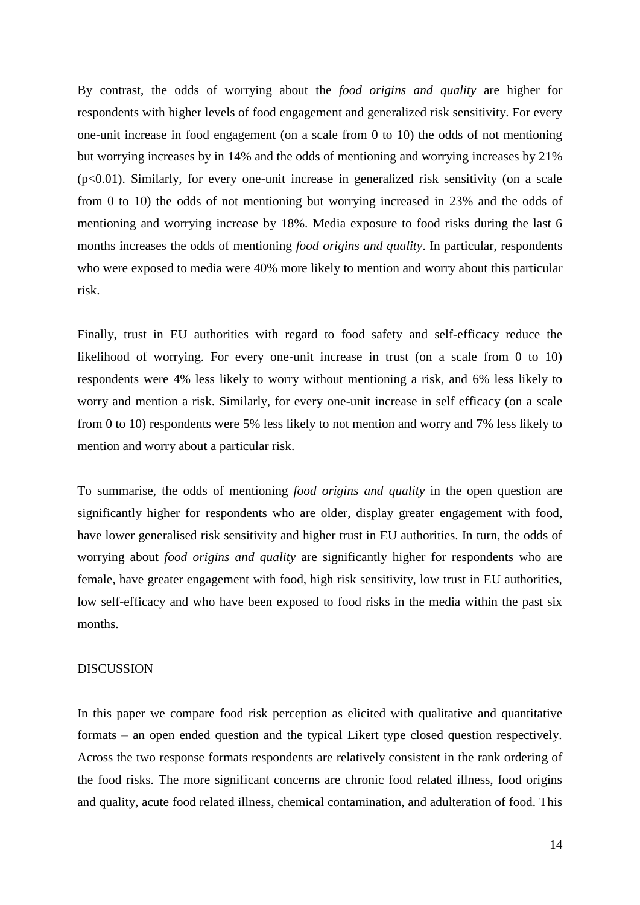By contrast, the odds of worrying about the *food origins and quality* are higher for respondents with higher levels of food engagement and generalized risk sensitivity. For every one-unit increase in food engagement (on a scale from 0 to 10) the odds of not mentioning but worrying increases by in 14% and the odds of mentioning and worrying increases by 21% ($p<0.01$). Similarly, for every one-unit increase in generalized risk sensitivity (on a scale from 0 to 10) the odds of not mentioning but worrying increased in 23% and the odds of mentioning and worrying increase by 18%. Media exposure to food risks during the last 6 months increases the odds of mentioning *food origins and quality*. In particular, respondents who were exposed to media were 40% more likely to mention and worry about this particular risk.

Finally, trust in EU authorities with regard to food safety and self-efficacy reduce the likelihood of worrying. For every one-unit increase in trust (on a scale from 0 to 10) respondents were 4% less likely to worry without mentioning a risk, and 6% less likely to worry and mention a risk. Similarly, for every one-unit increase in self efficacy (on a scale from 0 to 10) respondents were 5% less likely to not mention and worry and 7% less likely to mention and worry about a particular risk.

To summarise, the odds of mentioning *food origins and quality* in the open question are significantly higher for respondents who are older, display greater engagement with food, have lower generalised risk sensitivity and higher trust in EU authorities. In turn, the odds of worrying about *food origins and quality* are significantly higher for respondents who are female, have greater engagement with food, high risk sensitivity, low trust in EU authorities, low self-efficacy and who have been exposed to food risks in the media within the past six months.

## DISCUSSION

In this paper we compare food risk perception as elicited with qualitative and quantitative formats – an open ended question and the typical Likert type closed question respectively. Across the two response formats respondents are relatively consistent in the rank ordering of the food risks. The more significant concerns are chronic food related illness, food origins and quality, acute food related illness, chemical contamination, and adulteration of food. This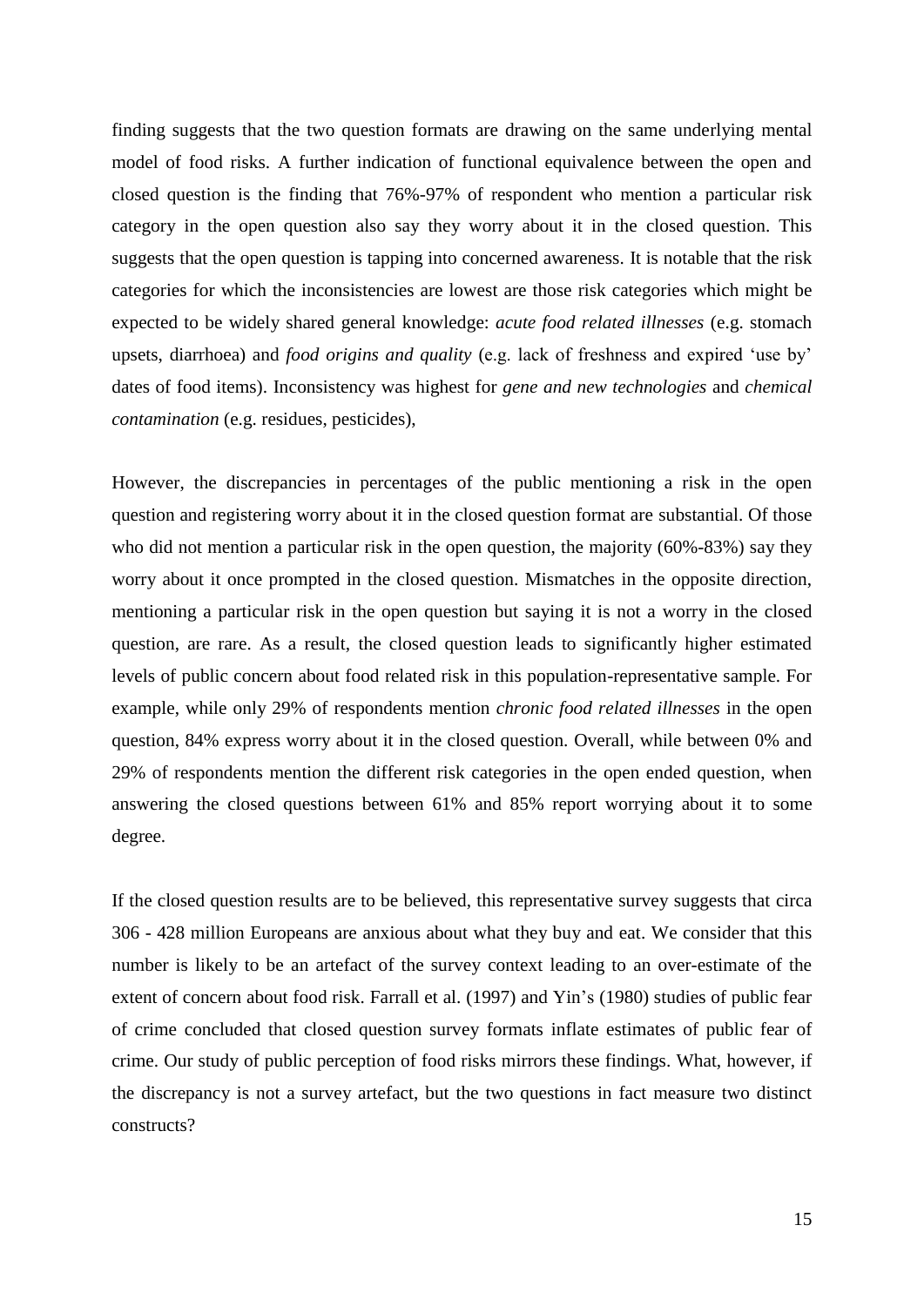finding suggests that the two question formats are drawing on the same underlying mental model of food risks. A further indication of functional equivalence between the open and closed question is the finding that 76%-97% of respondent who mention a particular risk category in the open question also say they worry about it in the closed question. This suggests that the open question is tapping into concerned awareness. It is notable that the risk categories for which the inconsistencies are lowest are those risk categories which might be expected to be widely shared general knowledge: *acute food related illnesses* (e.g. stomach upsets, diarrhoea) and *food origins and quality* (e.g. lack of freshness and expired 'use by' dates of food items). Inconsistency was highest for *gene and new technologies* and *chemical contamination* (e.g. residues, pesticides),

However, the discrepancies in percentages of the public mentioning a risk in the open question and registering worry about it in the closed question format are substantial. Of those who did not mention a particular risk in the open question, the majority (60%-83%) say they worry about it once prompted in the closed question. Mismatches in the opposite direction, mentioning a particular risk in the open question but saying it is not a worry in the closed question, are rare. As a result, the closed question leads to significantly higher estimated levels of public concern about food related risk in this population-representative sample. For example, while only 29% of respondents mention *chronic food related illnesses* in the open question, 84% express worry about it in the closed question. Overall, while between 0% and 29% of respondents mention the different risk categories in the open ended question, when answering the closed questions between 61% and 85% report worrying about it to some degree.

If the closed question results are to be believed, this representative survey suggests that circa 306 - 428 million Europeans are anxious about what they buy and eat. We consider that this number is likely to be an artefact of the survey context leading to an over-estimate of the extent of concern about food risk. Farrall et al. (1997) and Yin's (1980) studies of public fear of crime concluded that closed question survey formats inflate estimates of public fear of crime. Our study of public perception of food risks mirrors these findings. What, however, if the discrepancy is not a survey artefact, but the two questions in fact measure two distinct constructs?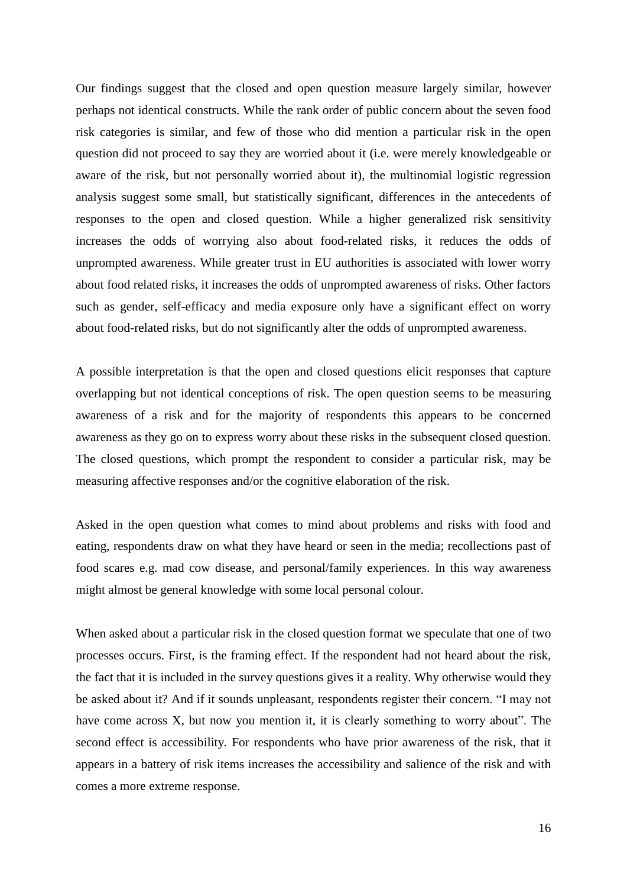Our findings suggest that the closed and open question measure largely similar, however perhaps not identical constructs. While the rank order of public concern about the seven food risk categories is similar, and few of those who did mention a particular risk in the open question did not proceed to say they are worried about it (i.e. were merely knowledgeable or aware of the risk, but not personally worried about it), the multinomial logistic regression analysis suggest some small, but statistically significant, differences in the antecedents of responses to the open and closed question. While a higher generalized risk sensitivity increases the odds of worrying also about food-related risks, it reduces the odds of unprompted awareness. While greater trust in EU authorities is associated with lower worry about food related risks, it increases the odds of unprompted awareness of risks. Other factors such as gender, self-efficacy and media exposure only have a significant effect on worry about food-related risks, but do not significantly alter the odds of unprompted awareness.

A possible interpretation is that the open and closed questions elicit responses that capture overlapping but not identical conceptions of risk. The open question seems to be measuring awareness of a risk and for the majority of respondents this appears to be concerned awareness as they go on to express worry about these risks in the subsequent closed question. The closed questions, which prompt the respondent to consider a particular risk, may be measuring affective responses and/or the cognitive elaboration of the risk.

Asked in the open question what comes to mind about problems and risks with food and eating, respondents draw on what they have heard or seen in the media; recollections past of food scares e.g. mad cow disease, and personal/family experiences. In this way awareness might almost be general knowledge with some local personal colour.

When asked about a particular risk in the closed question format we speculate that one of two processes occurs. First, is the framing effect. If the respondent had not heard about the risk, the fact that it is included in the survey questions gives it a reality. Why otherwise would they be asked about it? And if it sounds unpleasant, respondents register their concern. "I may not have come across X, but now you mention it, it is clearly something to worry about". The second effect is accessibility. For respondents who have prior awareness of the risk, that it appears in a battery of risk items increases the accessibility and salience of the risk and with comes a more extreme response.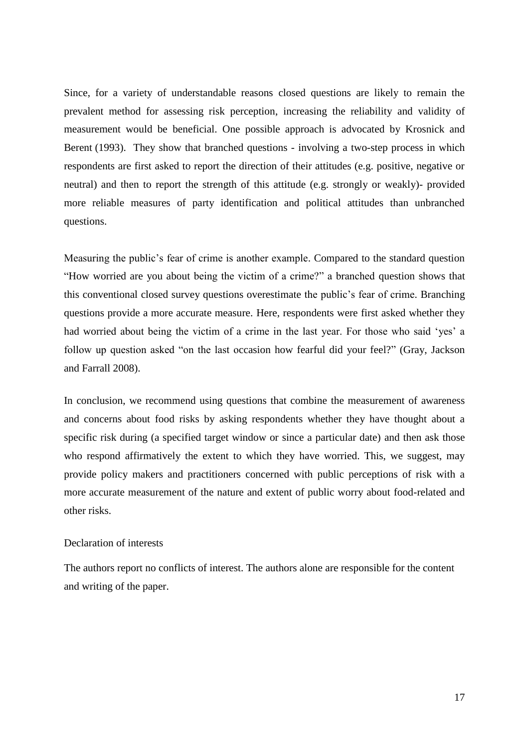Since, for a variety of understandable reasons closed questions are likely to remain the prevalent method for assessing risk perception, increasing the reliability and validity of measurement would be beneficial. One possible approach is advocated by Krosnick and Berent (1993). They show that branched questions - involving a two-step process in which respondents are first asked to report the direction of their attitudes (e.g. positive, negative or neutral) and then to report the strength of this attitude (e.g. strongly or weakly)- provided more reliable measures of party identification and political attitudes than unbranched questions.

Measuring the public's fear of crime is another example. Compared to the standard question "How worried are you about being the victim of a crime?" a branched question shows that this conventional closed survey questions overestimate the public's fear of crime. Branching questions provide a more accurate measure. Here, respondents were first asked whether they had worried about being the victim of a crime in the last year. For those who said 'yes' a follow up question asked "on the last occasion how fearful did your feel?" (Gray, Jackson and Farrall 2008).

In conclusion, we recommend using questions that combine the measurement of awareness and concerns about food risks by asking respondents whether they have thought about a specific risk during (a specified target window or since a particular date) and then ask those who respond affirmatively the extent to which they have worried. This, we suggest, may provide policy makers and practitioners concerned with public perceptions of risk with a more accurate measurement of the nature and extent of public worry about food-related and other risks.

Declaration of interests

The authors report no conflicts of interest. The authors alone are responsible for the content and writing of the paper.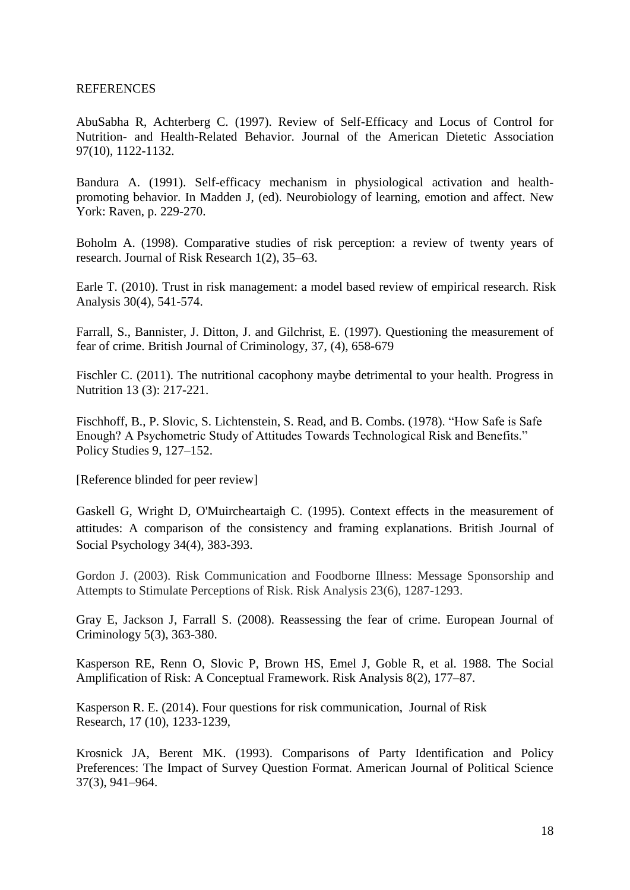REFERENCES

AbuSabha R, Achterberg C. (1997). Review of Self-Efficacy and Locus of Control for Nutrition- and Health-Related Behavior. Journal of the American Dietetic Association 97(10), 1122-1132.

Bandura A. (1991). Self-efficacy mechanism in physiological activation and health-promoting behavior. In Madden J, (ed). Neurobiology of learning, emotion and affect. New York: Raven, p. 229-270.

Boholm A. (1998). Comparative studies of risk perception: a review of twenty years of research. Journal of Risk Research 1(2), 35–63.

Earle T. (2010). Trust in risk management: a model based review of empirical research. Risk Analysis 30(4), 541-574.

Farrall, S., Bannister, J. Ditton, J. and Gilchrist, E. (1997). Questioning the measurement of fear of crime. British Journal of Criminology, 37, (4), 658-679

Fischler C. (2011). The nutritional cacophony maybe detrimental to your health. Progress in Nutrition 13 (3): 217-221.

Fischhoff, B., P. Slovic, S. Lichtenstein, S. Read, and B. Combs. (1978). "How Safe is Safe Enough? A Psychometric Study of Attitudes Towards Technological Risk and Benefits." Policy Studies 9, 127–152.

[Reference blinded for peer review]

Gaskell G, Wright D, O'Muircheartaigh C. (1995). Context effects in the measurement of attitudes: A comparison of the consistency and framing explanations. British Journal of Social Psychology 34(4), 383-393.

Gordon J. (2003). Risk Communication and Foodborne Illness: Message Sponsorship and Attempts to Stimulate Perceptions of Risk. Risk Analysis 23(6), 1287-1293.

Gray E, Jackson J, Farrall S. (2008). Reassessing the fear of crime. European Journal of Criminology 5(3), 363-380.

Kasperson RE, Renn O, Slovic P, Brown HS, Emel J, Goble R, et al. 1988. The Social Amplification of Risk: A Conceptual Framework. Risk Analysis 8(2), 177–87.

Kasperson R. E. (2014). Four questions for risk communication, Journal of Risk Research, 17 (10), 1233-1239,

Krosnick JA, Berent MK. (1993). Comparisons of Party Identification and Policy Preferences: The Impact of Survey Question Format. American Journal of Political Science 37(3), 941–964.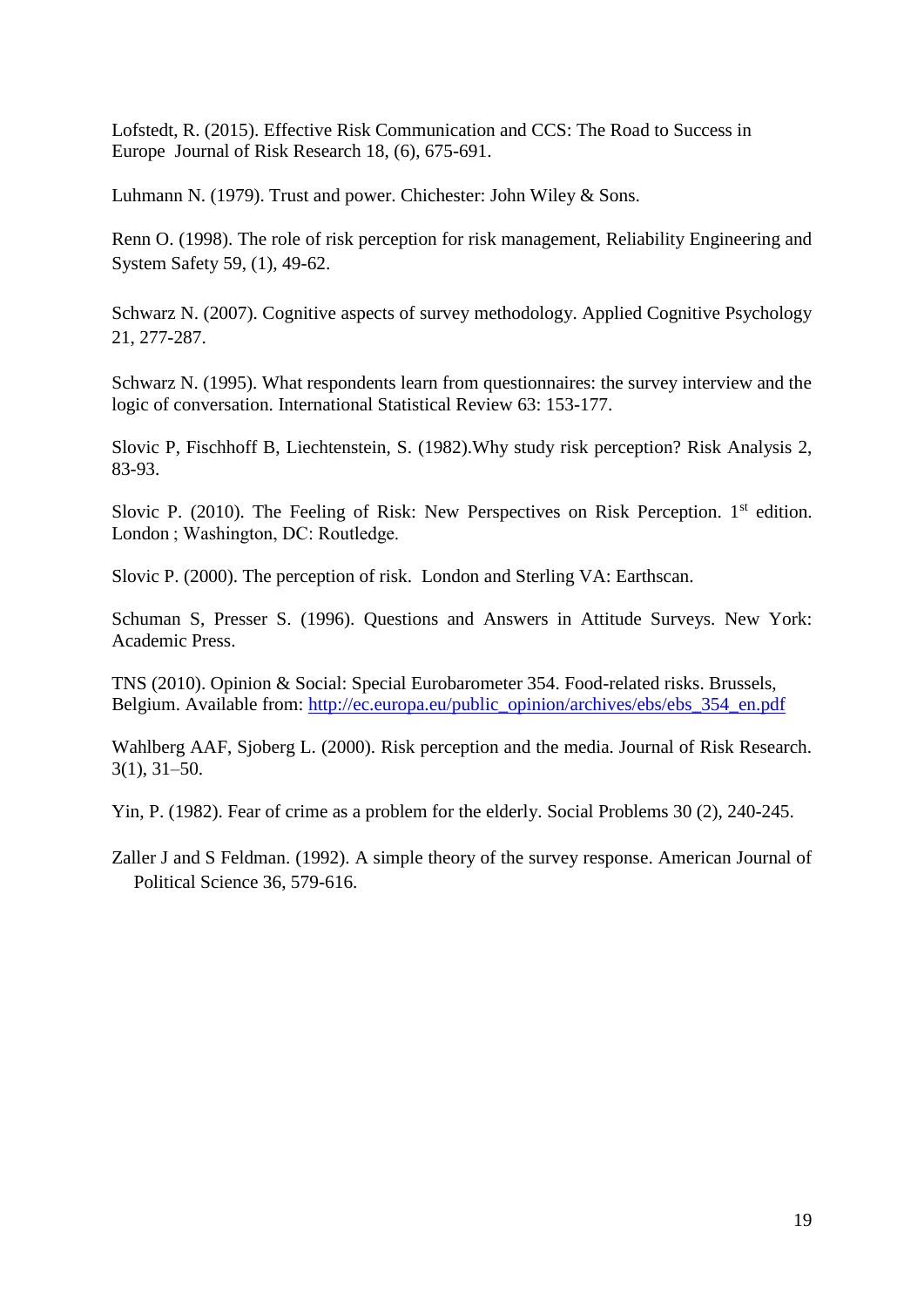Lofstedt, R. (2015). Effective Risk Communication and CCS: The Road to Success in Europe  Journal of Risk Research 18, (6), 675-691.

Luhmann N. (1979). Trust and power. Chichester: John Wiley & Sons.

Renn O. (1998). The role of risk perception for risk management, Reliability Engineering and System Safety 59, (1), 49-62.

Schwarz N. (2007). Cognitive aspects of survey methodology. Applied Cognitive Psychology 21, 277-287.

Schwarz N. (1995). What respondents learn from questionnaires: the survey interview and the logic of conversation. International Statistical Review 63: 153-177.

Slovic P, Fischhoff B, Liechtenstein, S. (1982).Why study risk perception? Risk Analysis 2, 83-93.

Slovic P. (2010). The Feeling of Risk: New Perspectives on Risk Perception. 1st edition. London ; Washington, DC: Routledge.

Slovic P. (2000). The perception of risk.  London and Sterling VA: Earthscan.

Schuman S, Presser S. (1996). Questions and Answers in Attitude Surveys. New York: Academic Press.

TNS (2010). Opinion & Social: Special Eurobarometer 354. Food-related risks. Brussels, Belgium. Available from: http://ec.europa.eu/public_opinion/archives/ebs/ebs_354_en.pdf

Wahlberg AAF, Sjoberg L. (2000). Risk perception and the media. Journal of Risk Research. 3(1), 31–50.

Yin, P. (1982). Fear of crime as a problem for the elderly. Social Problems 30 (2), 240-245.

Zaller J and S Feldman. (1992). A simple theory of the survey response. American Journal of Political Science 36, 579-616.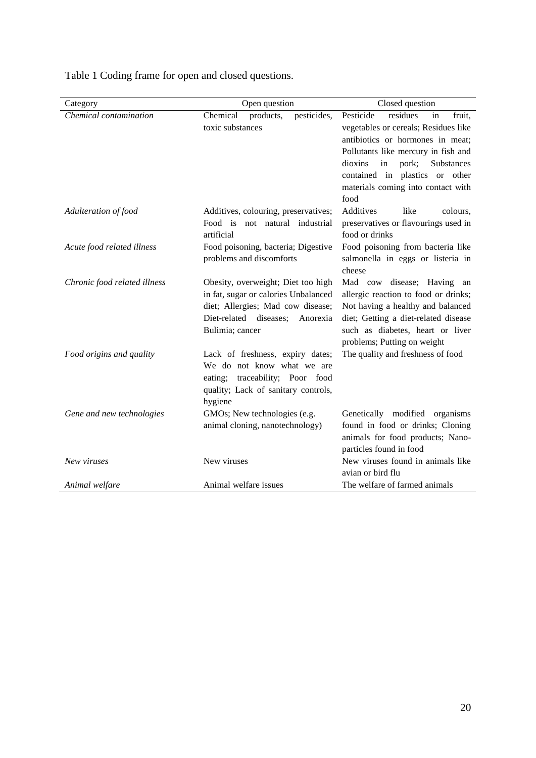Table 1 Coding frame for open and closed questions.

| Category | Open question | Closed question |
| --- | --- | --- |
| *Chemical contamination* | Chemical products, pesticides, toxic substances | Pesticide residues in fruit, vegetables or cereals; Residues like antibiotics or hormones in meat; Pollutants like mercury in fish and dioxins in pork; Substances contained in plastics or other materials coming into contact with food |
| *Adulteration of food* | Additives, colouring, preservatives; Food is not natural industrial artificial | Additives like colours, preservatives or flavourings used in food or drinks |
| *Acute food related illness* | Food poisoning, bacteria; Digestive problems and discomforts | Food poisoning from bacteria like salmonella in eggs or listeria in cheese |
| *Chronic food related illness* | Obesity, overweight; Diet too high in fat, sugar or calories Unbalanced diet; Allergies; Mad cow disease; Diet-related diseases; Anorexia Bulimia; cancer | Mad cow disease; Having an allergic reaction to food or drinks; Not having a healthy and balanced diet; Getting a diet-related disease such as diabetes, heart or liver problems; Putting on weight |
| *Food origins and quality* | Lack of freshness, expiry dates; We do not know what we are eating; traceability; Poor food quality; Lack of sanitary controls, hygiene | The quality and freshness of food |
| *Gene and new technologies* | GMOs; New technologies (e.g. animal cloning, nanotechnology) | Genetically modified organisms found in food or drinks; Cloning animals for food products; Nano-particles found in food |
| *New viruses* | New viruses | New viruses found in animals like avian or bird flu |
| *Animal welfare* | Animal welfare issues | The welfare of farmed animals |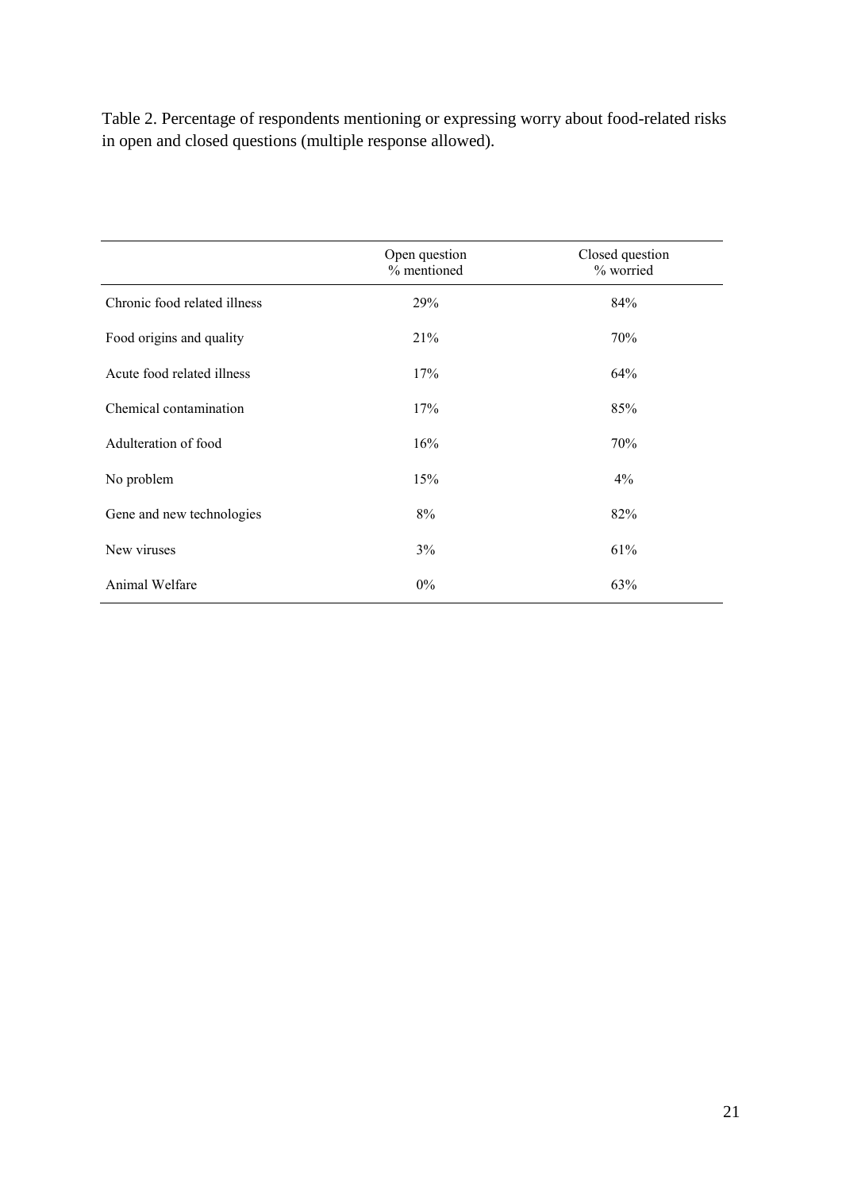Table 2. Percentage of respondents mentioning or expressing worry about food-related risks in open and closed questions (multiple response allowed).

| | Open question % mentioned | Closed question % worried |
|---|---|---|
| Chronic food related illness | 29% | 84% |
| Food origins and quality | 21% | 70% |
| Acute food related illness | 17% | 64% |
| Chemical contamination | 17% | 85% |
| Adulteration of food | 16% | 70% |
| No problem | 15% | 4% |
| Gene and new technologies | 8% | 82% |
| New viruses | 3% | 61% |
| Animal Welfare | 0% | 63% |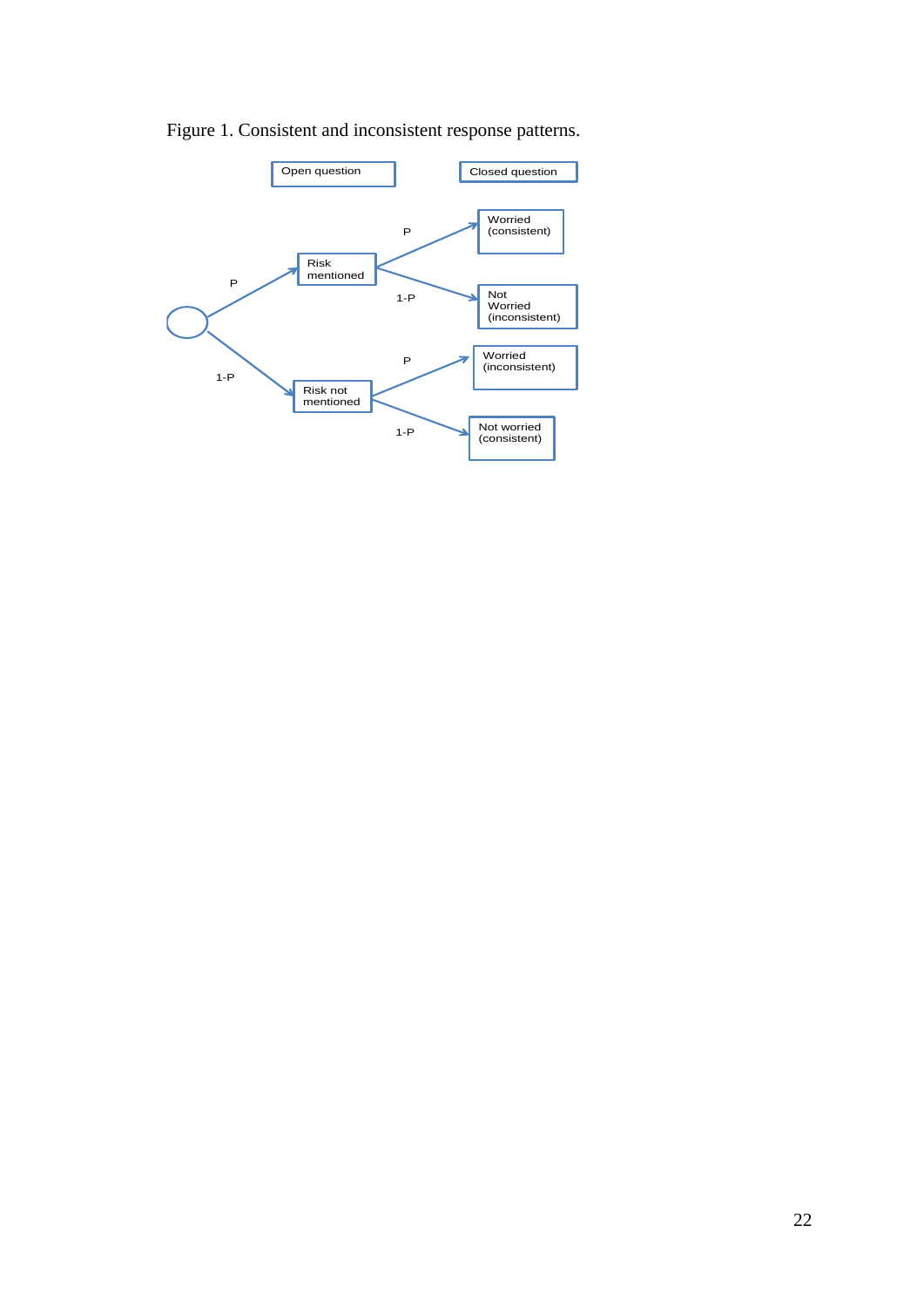Figure 1. Consistent and inconsistent response patterns.

Open question

Closed question

P

Risk mentioned

P

Worried (consistent)

1-P

Not Worried (inconsistent)

1-P

Risk not mentioned

P

Worried (inconsistent)

1-P

Not worried (consistent)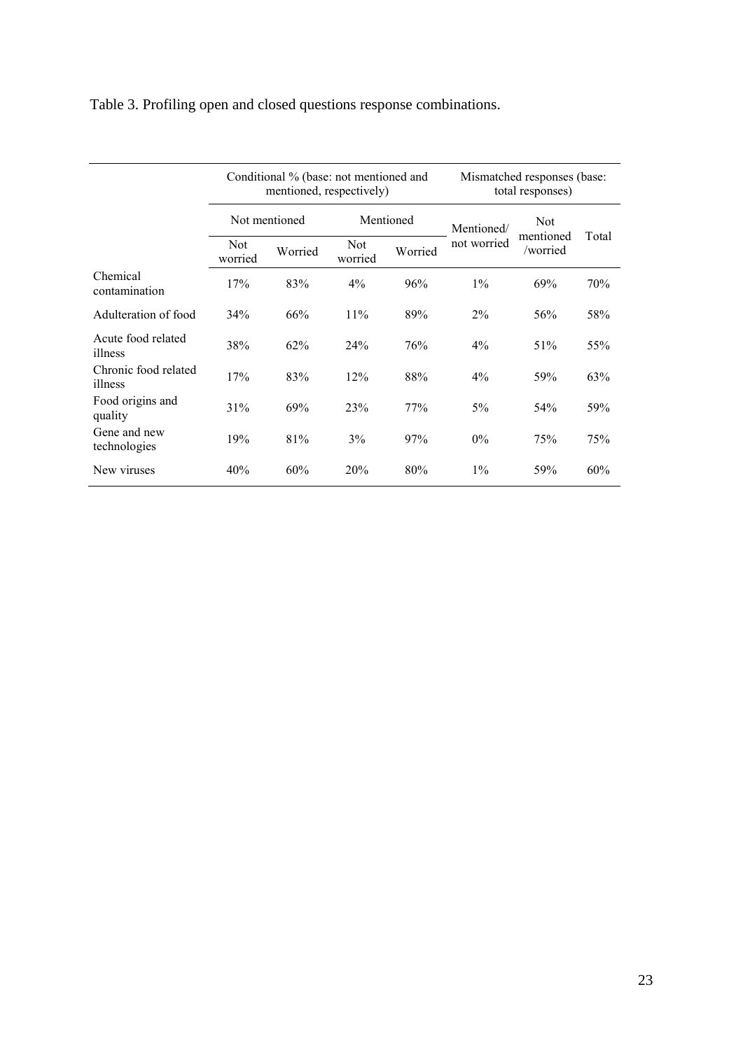Table 3. Profiling open and closed questions response combinations.

| | Conditional % (base: not mentioned and mentioned, respectively) | | | | Mismatched responses (base: total responses) | | |
|---|---|---|---|---|---|---|---|
| | Not mentioned | | Mentioned | | Mentioned/ not worried | Not mentioned /worried | Total |
| | Not worried | Worried | Not worried | Worried | | | |
| Chemical contamination | 17% | 83% | 4% | 96% | 1% | 69% | 70% |
| Adulteration of food | 34% | 66% | 11% | 89% | 2% | 56% | 58% |
| Acute food related illness | 38% | 62% | 24% | 76% | 4% | 51% | 55% |
| Chronic food related illness | 17% | 83% | 12% | 88% | 4% | 59% | 63% |
| Food origins and quality | 31% | 69% | 23% | 77% | 5% | 54% | 59% |
| Gene and new technologies | 19% | 81% | 3% | 97% | 0% | 75% | 75% |
| New viruses | 40% | 60% | 20% | 80% | 1% | 59% | 60% |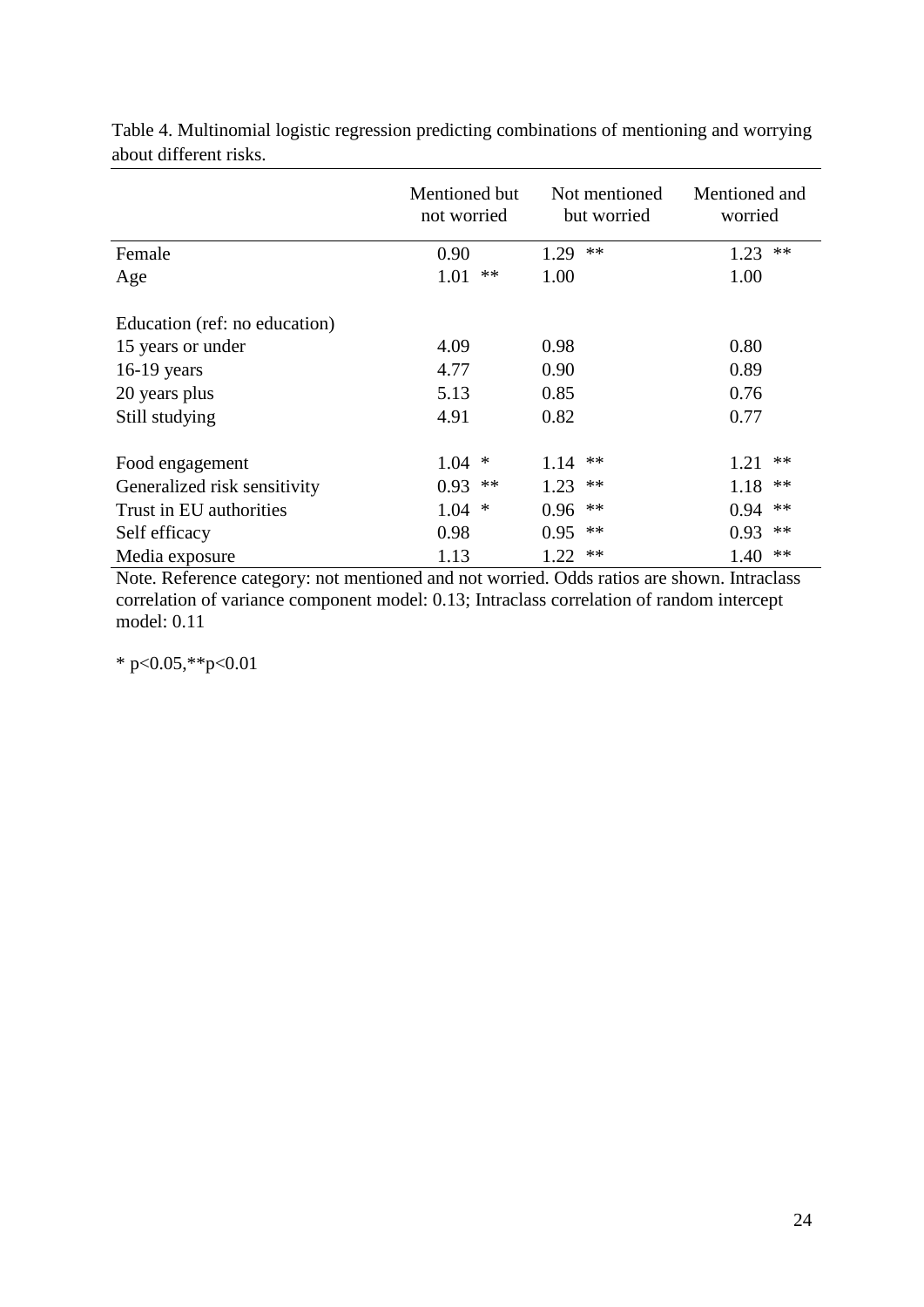Table 4. Multinomial logistic regression predicting combinations of mentioning and worrying about different risks.

| | Mentioned but not worried | Not mentioned but worried | Mentioned and worried |
|---|---|---|---|
| Female | 0.90 | 1.29 ** | 1.23 ** |
| Age | 1.01 ** | 1.00 | 1.00 |
| | | | |
| Education (ref: no education) | | | |
| 15 years or under | 4.09 | 0.98 | 0.80 |
| 16-19 years | 4.77 | 0.90 | 0.89 |
| 20 years plus | 5.13 | 0.85 | 0.76 |
| Still studying | 4.91 | 0.82 | 0.77 |
| | | | |
| Food engagement | 1.04 * | 1.14 ** | 1.21 ** |
| Generalized risk sensitivity | 0.93 ** | 1.23 ** | 1.18 ** |
| Trust in EU authorities | 1.04 * | 0.96 ** | 0.94 ** |
| Self efficacy | 0.98 | 0.95 ** | 0.93 ** |
| Media exposure | 1.13 | 1.22 ** | 1.40 ** |

Note. Reference category: not mentioned and not worried. Odds ratios are shown. Intraclass correlation of variance component model: 0.13; Intraclass correlation of random intercept model: 0.11

* $p<0.05$, ** $p<0.01$